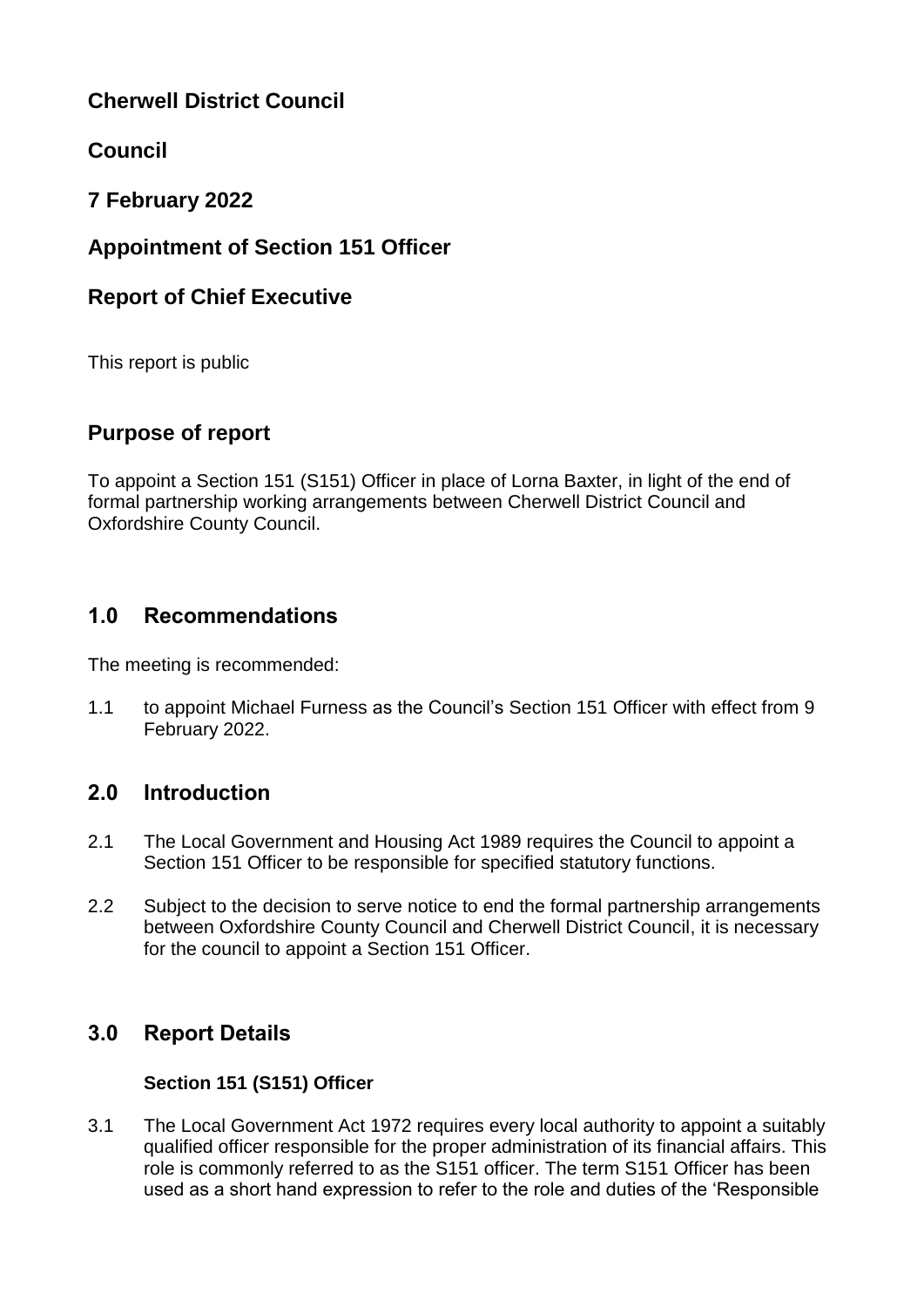# Cherwell District Council

# Council

# 7 February 2022

# Appointment of Section 151 Officer

# Report of Chief Executive

This report is public

## Purpose of report

To appoint a Section 151 (S151) Officer in place of Lorna Baxter, in light of the end of formal partnership working arrangements between Cherwell District Council and Oxfordshire County Council.

## 1.0 Recommendations

The meeting is recommended:

1.1 to appoint Michael Furness as the Council's Section 151 Officer with effect from 9 February 2022.

## 2.0 Introduction

2.1 The Local Government and Housing Act 1989 requires the Council to appoint a Section 151 Officer to be responsible for specified statutory functions.

2.2 Subject to the decision to serve notice to end the formal partnership arrangements between Oxfordshire County Council and Cherwell District Council, it is necessary for the council to appoint a Section 151 Officer.

## 3.0 Report Details

### Section 151 (S151) Officer

3.1 The Local Government Act 1972 requires every local authority to appoint a suitably qualified officer responsible for the proper administration of its financial affairs. This role is commonly referred to as the S151 officer. The term S151 Officer has been used as a short hand expression to refer to the role and duties of the 'Responsible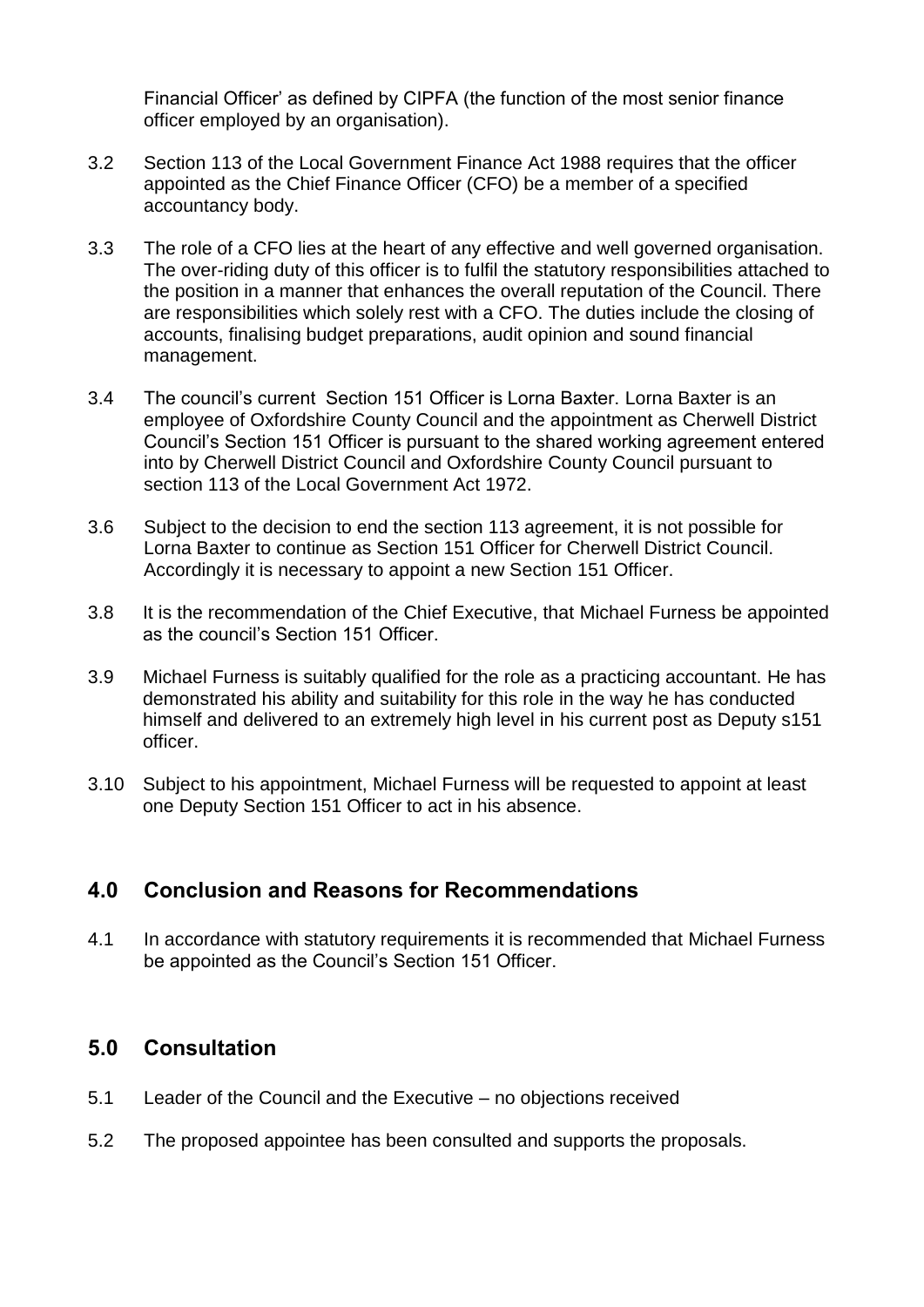Financial Officer' as defined by CIPFA (the function of the most senior finance officer employed by an organisation).

3.2 Section 113 of the Local Government Finance Act 1988 requires that the officer appointed as the Chief Finance Officer (CFO) be a member of a specified accountancy body.

3.3 The role of a CFO lies at the heart of any effective and well governed organisation. The over-riding duty of this officer is to fulfil the statutory responsibilities attached to the position in a manner that enhances the overall reputation of the Council. There are responsibilities which solely rest with a CFO. The duties include the closing of accounts, finalising budget preparations, audit opinion and sound financial management.

3.4 The council's current Section 151 Officer is Lorna Baxter. Lorna Baxter is an employee of Oxfordshire County Council and the appointment as Cherwell District Council's Section 151 Officer is pursuant to the shared working agreement entered into by Cherwell District Council and Oxfordshire County Council pursuant to section 113 of the Local Government Act 1972.

3.6 Subject to the decision to end the section 113 agreement, it is not possible for Lorna Baxter to continue as Section 151 Officer for Cherwell District Council. Accordingly it is necessary to appoint a new Section 151 Officer.

3.8 It is the recommendation of the Chief Executive, that Michael Furness be appointed as the council's Section 151 Officer.

3.9 Michael Furness is suitably qualified for the role as a practicing accountant. He has demonstrated his ability and suitability for this role in the way he has conducted himself and delivered to an extremely high level in his current post as Deputy s151 officer.

3.10 Subject to his appointment, Michael Furness will be requested to appoint at least one Deputy Section 151 Officer to act in his absence.

## 4.0 Conclusion and Reasons for Recommendations

4.1 In accordance with statutory requirements it is recommended that Michael Furness be appointed as the Council's Section 151 Officer.

## 5.0 Consultation

5.1 Leader of the Council and the Executive – no objections received

5.2 The proposed appointee has been consulted and supports the proposals.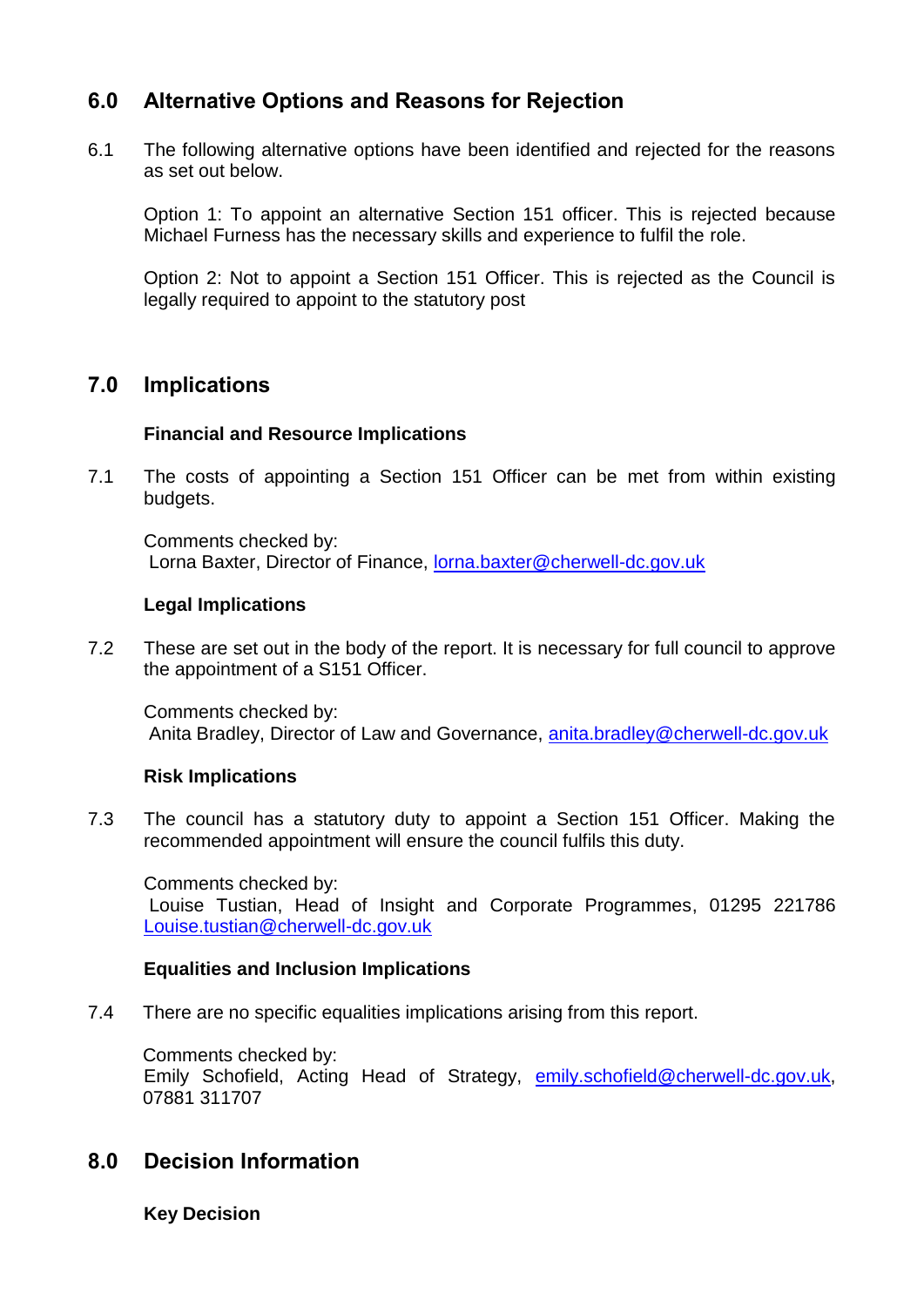## 6.0 Alternative Options and Reasons for Rejection

6.1 The following alternative options have been identified and rejected for the reasons as set out below.

Option 1: To appoint an alternative Section 151 officer. This is rejected because Michael Furness has the necessary skills and experience to fulfil the role.

Option 2: Not to appoint a Section 151 Officer. This is rejected as the Council is legally required to appoint to the statutory post

## 7.0 Implications

**Financial and Resource Implications**

7.1 The costs of appointing a Section 151 Officer can be met from within existing budgets.

Comments checked by:
Lorna Baxter, Director of Finance, lorna.baxter@cherwell-dc.gov.uk

**Legal Implications**

7.2 These are set out in the body of the report. It is necessary for full council to approve the appointment of a S151 Officer.

Comments checked by:
Anita Bradley, Director of Law and Governance, anita.bradley@cherwell-dc.gov.uk

**Risk Implications**

7.3 The council has a statutory duty to appoint a Section 151 Officer. Making the recommended appointment will ensure the council fulfils this duty.

Comments checked by:
Louise Tustian, Head of Insight and Corporate Programmes, 01295 221786 Louise.tustian@cherwell-dc.gov.uk

**Equalities and Inclusion Implications**

7.4 There are no specific equalities implications arising from this report.

Comments checked by:
Emily Schofield, Acting Head of Strategy, emily.schofield@cherwell-dc.gov.uk, 07881 311707

## 8.0 Decision Information

**Key Decision**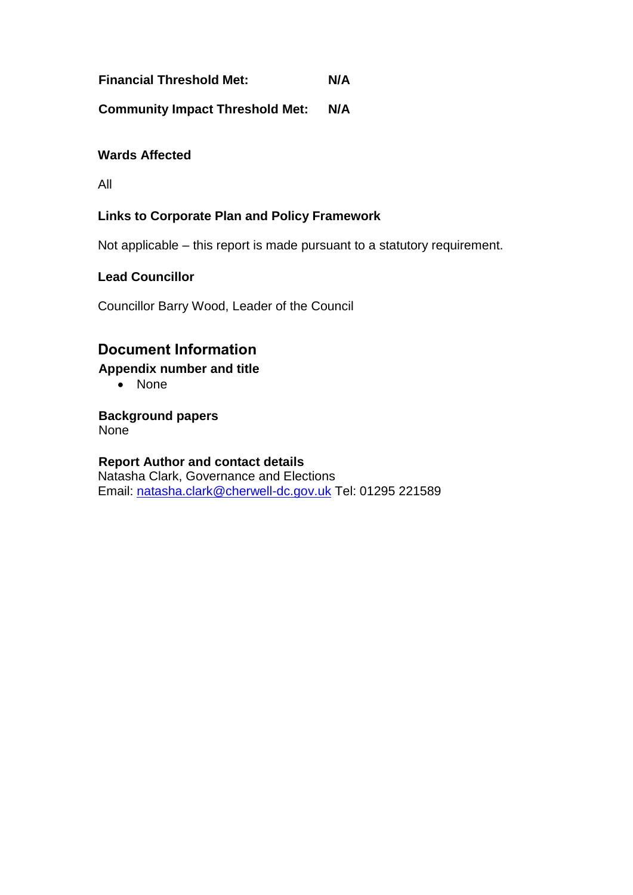**Financial Threshold Met:** **N/A**

**Community Impact Threshold Met:** **N/A**

**Wards Affected**

All

**Links to Corporate Plan and Policy Framework**

Not applicable – this report is made pursuant to a statutory requirement.

**Lead Councillor**

Councillor Barry Wood, Leader of the Council

## Document Information

**Appendix number and title**

- None

**Background papers**
None

**Report Author and contact details**
Natasha Clark, Governance and Elections
Email: natasha.clark@cherwell-dc.gov.uk Tel: 01295 221589